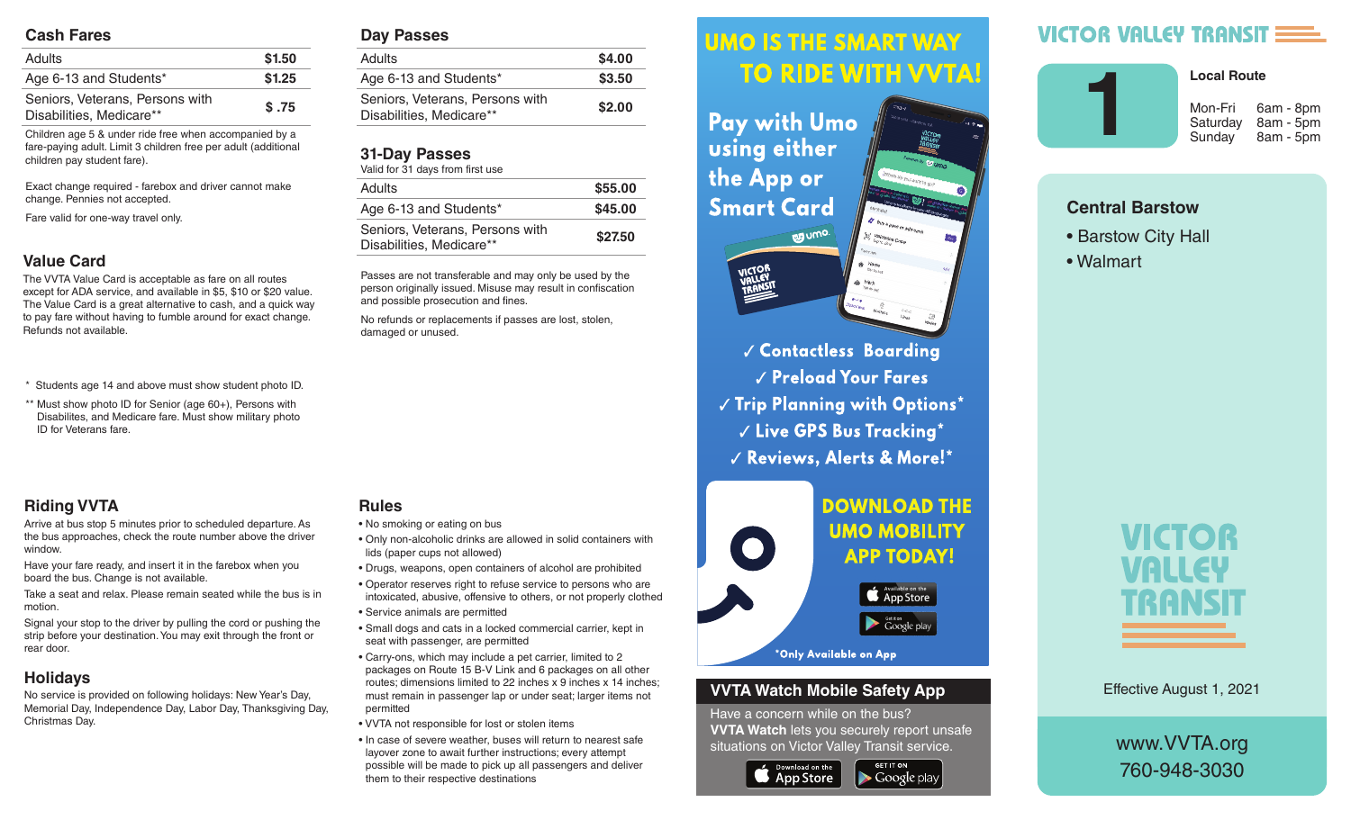## Cash Fares

| | |
|---|---|
| Adults | $1.50 |
| Age 6-13 and Students* | $1.25 |
| Seniors, Veterans, Persons with Disabilities, Medicare** | $ .75 |

Children age 5 & under ride free when accompanied by a fare-paying adult. Limit 3 children free per adult (additional children pay student fare).

Exact change required - farebox and driver cannot make change. Pennies not accepted.

Fare valid for one-way travel only.

## Value Card

The VVTA Value Card is acceptable as fare on all routes except for ADA service, and available in $5, $10 or $20 value. The Value Card is a great alternative to cash, and a quick way to pay fare without having to fumble around for exact change. Refunds not available.

\* Students age 14 and above must show student photo ID.

\*\* Must show photo ID for Senior (age 60+), Persons with Disabilites, and Medicare fare. Must show military photo ID for Veterans fare.

## Day Passes

| | |
|---|---|
| Adults | $4.00 |
| Age 6-13 and Students* | $3.50 |
| Seniors, Veterans, Persons with Disabilities, Medicare** | $2.00 |

## 31-Day Passes

Valid for 31 days from first use

| | |
|---|---|
| Adults | $55.00 |
| Age 6-13 and Students* | $45.00 |
| Seniors, Veterans, Persons with Disabilities, Medicare** | $27.50 |

Passes are not transferable and may only be used by the person originally issued. Misuse may result in confiscation and possible prosecution and fines.

No refunds or replacements if passes are lost, stolen, damaged or unused.

## Riding VVTA

Arrive at bus stop 5 minutes prior to scheduled departure. As the bus approaches, check the route number above the driver window.

Have your fare ready, and insert it in the farebox when you board the bus. Change is not available.

Take a seat and relax. Please remain seated while the bus is in motion.

Signal your stop to the driver by pulling the cord or pushing the strip before your destination. You may exit through the front or rear door.

## Holidays

No service is provided on following holidays: New Year's Day, Memorial Day, Independence Day, Labor Day, Thanksgiving Day, Christmas Day.

## Rules

- No smoking or eating on bus
- Only non-alcoholic drinks are allowed in solid containers with lids (paper cups not allowed)
- Drugs, weapons, open containers of alcohol are prohibited
- Operator reserves right to refuse service to persons who are intoxicated, abusive, offensive to others, or not properly clothed
- Service animals are permitted
- Small dogs and cats in a locked commercial carrier, kept in seat with passenger, are permitted
- Carry-ons, which may include a pet carrier, limited to 2 packages on Route 15 B-V Link and 6 packages on all other routes; dimensions limited to 22 inches x 9 inches x 14 inches; must remain in passenger lap or under seat; larger items not permitted
- VVTA not responsible for lost or stolen items
- In case of severe weather, buses will return to nearest safe layover zone to await further instructions; every attempt possible will be made to pick up all passengers and deliver them to their respective destinations

## UMO IS THE SMART WAY TO RIDE WITH VVTA!

Pay with Umo using either the App or Smart Card

✓ Contactless Boarding
✓ Preload Your Fares
✓ Trip Planning with Options*
✓ Live GPS Bus Tracking*
✓ Reviews, Alerts & More!*

**DOWNLOAD THE UMO MOBILITY APP TODAY!**

App Store | Google play

*Only Available on App

## VVTA Watch Mobile Safety App

Have a concern while on the bus? **VVTA Watch** lets you securely report unsafe situations on Victor Valley Transit service.

App Store | Google play

# VICTOR VALLEY TRANSIT

## 1 — Local Route

| | |
|---|---|
| Mon-Fri | 6am - 8pm |
| Saturday | 8am - 5pm |
| Sunday | 8am - 5pm |

### Central Barstow

- Barstow City Hall
- Walmart

VICTOR VALLEY TRANSIT

Effective August 1, 2021

www.VVTA.org
760-948-3030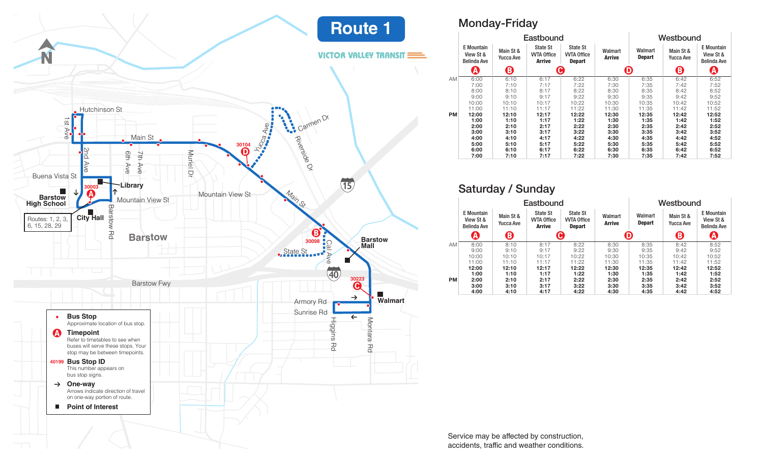# Route 1

VICTOR VALLEY TRANSIT

Hutchinson St
1st Ave
Main St
2nd Ave
6th Ave
7th Ave
Muriel Dr
Buena Vista St
30003
Library
Barstow High School
Mountain View St
City Hall
Routes: 1, 2, 3, 6, 15, 28, 29
Barstow Rd
Barstow
Mountain View St
30104
Yucca Ave
Carmen Dr
Riverside Dr
15
Main St
30098
Cal Ave
State St
Barstow Mall
40
30223
Walmart
Barstow Fwy
Armory Rd
Sunrise Rd
Higgins Rd
Montara Rd

**Bus Stop**
Approximate location of bus stop.

**Timepoint**
Refer to timetables to see when buses will serve these stops. Your stop may be between timepoints.

**40199 Bus Stop ID**
This number appears on bus stop signs.

**One-way**
Arrows indicate direction of travel on one-way portion of route.

**Point of Interest**

## Monday-Friday

| | Eastbound | | | | | Westbound | | |
|---|---|---|---|---|---|---|---|---|
| | E Mountain View St & Belinda Ave (A) | Main St & Yucca Ave (B) | State St VVTA Office Arrive (C) | State St VVTA Office Depart (C) | Walmart Arrive (D) | Walmart Depart (D) | Main St & Yucca Ave (B) | E Mountain View St & Belinda Ave (A) |
| AM | 6:00 | 6:10 | 6:17 | 6:22 | 6:30 | 6:35 | 6:42 | 6:52 |
| | 7:00 | 7:10 | 7:17 | 7:22 | 7:30 | 7:35 | 7:42 | 7:52 |
| | 8:00 | 8:10 | 8:17 | 8:22 | 8:30 | 8:35 | 8:42 | 8:52 |
| | 9:00 | 9:10 | 9:17 | 9:22 | 9:30 | 9:35 | 9:42 | 9:52 |
| | 10:00 | 10:10 | 10:17 | 10:22 | 10:30 | 10:35 | 10:42 | 10:52 |
| | 11:00 | 11:10 | 11:17 | 11:22 | 11:30 | 11:35 | 11:42 | 11:52 |
| PM | **12:00** | **12:10** | **12:17** | **12:22** | **12:30** | **12:35** | **12:42** | **12:52** |
| | **1:00** | **1:10** | **1:17** | **1:22** | **1:30** | **1:35** | **1:42** | **1:52** |
| | **2:00** | **2:10** | **2:17** | **2:22** | **2:30** | **2:35** | **2:42** | **2:52** |
| | **3:00** | **3:10** | **3:17** | **3:22** | **3:30** | **3:35** | **3:42** | **3:52** |
| | **4:00** | **4:10** | **4:17** | **4:22** | **4:30** | **4:35** | **4:42** | **4:52** |
| | **5:00** | **5:10** | **5:17** | **5:22** | **5:30** | **5:35** | **5:42** | **5:52** |
| | **6:00** | **6:10** | **6:17** | **6:22** | **6:30** | **6:35** | **6:42** | **6:52** |
| | **7:00** | **7:10** | **7:17** | **7:22** | **7:30** | **7:35** | **7:42** | **7:52** |

## Saturday / Sunday

| | Eastbound | | | | | Westbound | | |
|---|---|---|---|---|---|---|---|---|
| | E Mountain View St & Belinda Ave (A) | Main St & Yucca Ave (B) | State St VVTA Office Arrive (C) | State St VVTA Office Depart (C) | Walmart Arrive (D) | Walmart Depart (D) | Main St & Yucca Ave (B) | E Mountain View St & Belinda Ave (A) |
| AM | 8:00 | 8:10 | 8:17 | 8:22 | 8:30 | 8:35 | 8:42 | 8:52 |
| | 9:00 | 9:10 | 9:17 | 9:22 | 9:30 | 9:35 | 9:42 | 9:52 |
| | 10:00 | 10:10 | 10:17 | 10:22 | 10:30 | 10:35 | 10:42 | 10:52 |
| | 11:00 | 11:10 | 11:17 | 11:22 | 11:30 | 11:35 | 11:42 | 11:52 |
| | **12:00** | **12:10** | **12:17** | **12:22** | **12:30** | **12:35** | **12:42** | **12:52** |
| | **1:00** | **1:10** | **1:17** | **1:22** | **1:30** | **1:35** | **1:42** | **1:52** |
| PM | **2:00** | **2:10** | **2:17** | **2:22** | **2:30** | **2:35** | **2:42** | **2:52** |
| | **3:00** | **3:10** | **3:17** | **3:22** | **3:30** | **3:35** | **3:42** | **3:52** |
| | **4:00** | **4:10** | **4:17** | **4:22** | **4:30** | **4:35** | **4:42** | **4:52** |

Service may be affected by construction, accidents, traffic and weather conditions.